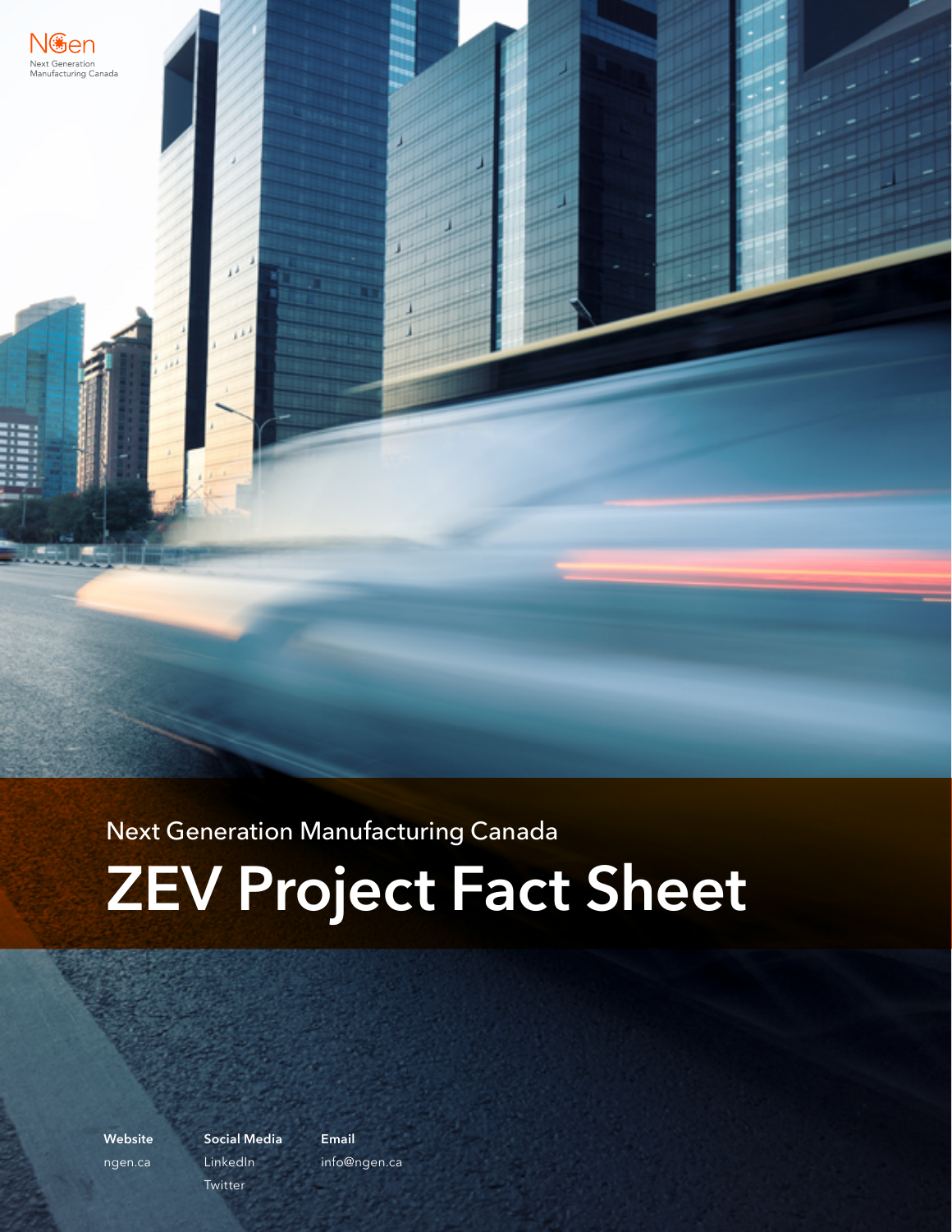NGen
Next Generation
Manufacturing Canada

Next Generation Manufacturing Canada

# ZEV Project Fact Sheet

**Website**
ngen.ca

**Social Media**
LinkedIn
Twitter

**Email**
info@ngen.ca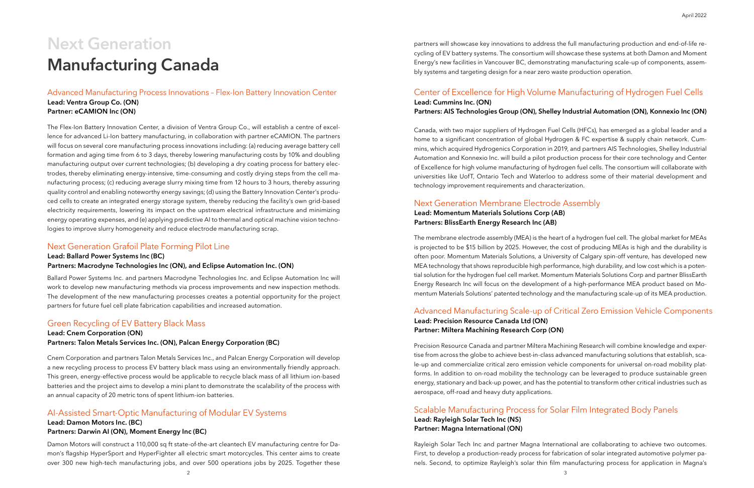# Next Generation
# Manufacturing Canada

## Advanced Manufacturing Process Innovations – Flex-Ion Battery Innovation Center

**Lead: Ventra Group Co. (ON)**
**Partner: eCAMION Inc (ON)**

The Flex-Ion Battery Innovation Center, a division of Ventra Group Co., will establish a centre of excellence for advanced Li-Ion battery manufacturing, in collaboration with partner eCAMION. The partners will focus on several core manufacturing process innovations including: (a) reducing average battery cell formation and aging time from 6 to 3 days, thereby lowering manufacturing costs by 10% and doubling manufacturing output over current technologies; (b) developing a dry coating process for battery electrodes, thereby eliminating energy-intensive, time-consuming and costly drying steps from the cell manufacturing process; (c) reducing average slurry mixing time from 12 hours to 3 hours, thereby assuring quality control and enabling noteworthy energy savings; (d) using the Battery Innovation Center's produced cells to create an integrated energy storage system, thereby reducing the facility's own grid-based electricity requirements, lowering its impact on the upstream electrical infrastructure and minimizing energy operating expenses, and (e) applying predictive AI to thermal and optical machine vision technologies to improve slurry homogeneity and reduce electrode manufacturing scrap.

## Next Generation Grafoil Plate Forming Pilot Line

**Lead: Ballard Power Systems Inc (BC)**
**Partners: Macrodyne Technologies Inc (ON), and Eclipse Automation Inc. (ON)**

Ballard Power Systems Inc. and partners Macrodyne Technologies Inc. and Eclipse Automation Inc will work to develop new manufacturing methods via process improvements and new inspection methods. The development of the new manufacturing processes creates a potential opportunity for the project partners for future fuel cell plate fabrication capabilities and increased automation.

## Green Recycling of EV Battery Black Mass

**Lead: Cnem Corporation (ON)**
**Partners: Talon Metals Services Inc. (ON), Palcan Energy Corporation (BC)**

Cnem Corporation and partners Talon Metals Services Inc., and Palcan Energy Corporation will develop a new recycling process to process EV battery black mass using an environmentally friendly approach. This green, energy-effective process would be applicable to recycle black mass of all lithium ion-based batteries and the project aims to develop a mini plant to demonstrate the scalability of the process with an annual capacity of 20 metric tons of spent lithium-ion batteries.

## AI-Assisted Smart-Optic Manufacturing of Modular EV Systems

**Lead: Damon Motors Inc. (BC)**
**Partners: Darwin AI (ON), Moment Energy Inc (BC)**

Damon Motors will construct a 110,000 sq ft state-of-the-art cleantech EV manufacturing centre for Damon's flagship HyperSport and HyperFighter all electric smart motorcycles. This center aims to create over 300 new high-tech manufacturing jobs, and over 500 operations jobs by 2025. Together these partners will showcase key innovations to address the full manufacturing production and end-of-life recycling of EV battery systems. The consortium will showcase these systems at both Damon and Moment Energy's new facilities in Vancouver BC, demonstrating manufacturing scale-up of components, assembly systems and targeting design for a near zero waste production operation.

## Center of Excellence for High Volume Manufacturing of Hydrogen Fuel Cells

**Lead: Cummins Inc. (ON)**
**Partners: AIS Technologies Group (ON), Shelley Industrial Automation (ON), Konnexio Inc (ON)**

Canada, with two major suppliers of Hydrogen Fuel Cells (HFCs), has emerged as a global leader and a home to a significant concentration of global Hydrogen & FC expertise & supply chain network. Cummins, which acquired Hydrogenics Corporation in 2019, and partners AIS Technologies, Shelley Industrial Automation and Konnexio Inc. will build a pilot production process for their core technology and Center of Excellence for high volume manufacturing of hydrogen fuel cells. The consortium will collaborate with universities like UofT, Ontario Tech and Waterloo to address some of their material development and technology improvement requirements and characterization.

## Next Generation Membrane Electrode Assembly

**Lead: Momentum Materials Solutions Corp (AB)**
**Partners: BlissEarth Energy Research Inc (AB)**

The membrane electrode assembly (MEA) is the heart of a hydrogen fuel cell. The global market for MEAs is projected to be $15 billion by 2025. However, the cost of producing MEAs is high and the durability is often poor. Momentum Materials Solutions, a University of Calgary spin-off venture, has developed new MEA technology that shows reproducible high performance, high durability, and low cost which is a potential solution for the hydrogen fuel cell market. Momentum Materials Solutions Corp and partner BlissEarth Energy Research Inc will focus on the development of a high-performance MEA product based on Momentum Materials Solutions' patented technology and the manufacturing scale-up of its MEA production.

## Advanced Manufacturing Scale-up of Critical Zero Emission Vehicle Components

**Lead: Precision Resource Canada Ltd (ON)**
**Partner: Miltera Machining Research Corp (ON)**

Precision Resource Canada and partner Miltera Machining Research will combine knowledge and expertise from across the globe to achieve best-in-class advanced manufacturing solutions that establish, scale-up and commercialize critical zero emission vehicle components for universal on-road mobility platforms. In addition to on-road mobility the technology can be leveraged to produce sustainable green energy, stationary and back-up power, and has the potential to transform other critical industries such as aerospace, off-road and heavy duty applications.

## Scalable Manufacturing Process for Solar Film Integrated Body Panels

**Lead: Rayleigh Solar Tech Inc (NS)**
**Partner: Magna International (ON)**

Rayleigh Solar Tech Inc and partner Magna International are collaborating to achieve two outcomes. First, to develop a production-ready process for fabrication of solar integrated automotive polymer panels. Second, to optimize Rayleigh's solar thin film manufacturing process for application in Magna's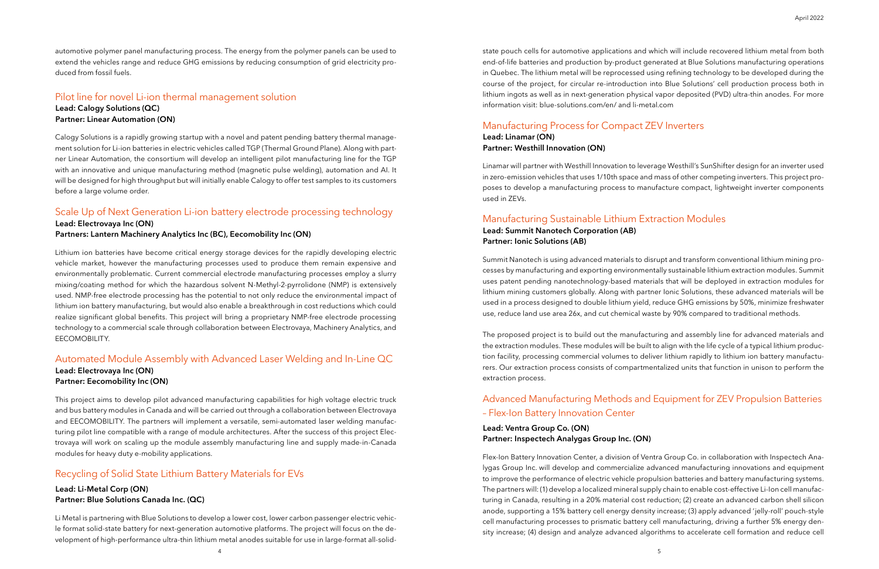automotive polymer panel manufacturing process. The energy from the polymer panels can be used to extend the vehicles range and reduce GHG emissions by reducing consumption of grid electricity produced from fossil fuels.

## Pilot line for novel Li-ion thermal management solution

**Lead: Calogy Solutions (QC)**
**Partner: Linear Automation (ON)**

Calogy Solutions is a rapidly growing startup with a novel and patent pending battery thermal management solution for Li-ion batteries in electric vehicles called TGP (Thermal Ground Plane). Along with partner Linear Automation, the consortium will develop an intelligent pilot manufacturing line for the TGP with an innovative and unique manufacturing method (magnetic pulse welding), automation and AI. It will be designed for high throughput but will initially enable Calogy to offer test samples to its customers before a large volume order.

## Scale Up of Next Generation Li-ion battery electrode processing technology

**Lead: Electrovaya Inc (ON)**
**Partners: Lantern Machinery Analytics Inc (BC), Eecomobility Inc (ON)**

Lithium ion batteries have become critical energy storage devices for the rapidly developing electric vehicle market, however the manufacturing processes used to produce them remain expensive and environmentally problematic. Current commercial electrode manufacturing processes employ a slurry mixing/coating method for which the hazardous solvent N-Methyl-2-pyrrolidone (NMP) is extensively used. NMP-free electrode processing has the potential to not only reduce the environmental impact of lithium ion battery manufacturing, but would also enable a breakthrough in cost reductions which could realize significant global benefits. This project will bring a proprietary NMP-free electrode processing technology to a commercial scale through collaboration between Electrovaya, Machinery Analytics, and EECOMOBILITY.

## Automated Module Assembly with Advanced Laser Welding and In-Line QC

**Lead: Electrovaya Inc (ON)**
**Partner: Eecomobility Inc (ON)**

This project aims to develop pilot advanced manufacturing capabilities for high voltage electric truck and bus battery modules in Canada and will be carried out through a collaboration between Electrovaya and EECOMOBILITY. The partners will implement a versatile, semi-automated laser welding manufacturing pilot line compatible with a range of module architectures. After the success of this project Electrovaya will work on scaling up the module assembly manufacturing line and supply made-in-Canada modules for heavy duty e-mobility applications.

## Recycling of Solid State Lithium Battery Materials for EVs

**Lead: Li-Metal Corp (ON)**
**Partner: Blue Solutions Canada Inc. (QC)**

Li Metal is partnering with Blue Solutions to develop a lower cost, lower carbon passenger electric vehicle format solid-state battery for next-generation automotive platforms. The project will focus on the development of high-performance ultra-thin lithium metal anodes suitable for use in large-format all-solid-state pouch cells for automotive applications and which will include recovered lithium metal from both end-of-life batteries and production by-product generated at Blue Solutions manufacturing operations in Quebec. The lithium metal will be reprocessed using refining technology to be developed during the course of the project, for circular re-introduction into Blue Solutions' cell production process both in lithium ingots as well as in next-generation physical vapor deposited (PVD) ultra-thin anodes. For more information visit: blue-solutions.com/en/ and li-metal.com

## Manufacturing Process for Compact ZEV Inverters

**Lead: Linamar (ON)**
**Partner: Westhill Innovation (ON)**

Linamar will partner with Westhill Innovation to leverage Westhill's SunShifter design for an inverter used in zero-emission vehicles that uses 1/10th space and mass of other competing inverters. This project proposes to develop a manufacturing process to manufacture compact, lightweight inverter components used in ZEVs.

## Manufacturing Sustainable Lithium Extraction Modules

**Lead: Summit Nanotech Corporation (AB)**
**Partner: Ionic Solutions (AB)**

Summit Nanotech is using advanced materials to disrupt and transform conventional lithium mining processes by manufacturing and exporting environmentally sustainable lithium extraction modules. Summit uses patent pending nanotechnology-based materials that will be deployed in extraction modules for lithium mining customers globally. Along with partner Ionic Solutions, these advanced materials will be used in a process designed to double lithium yield, reduce GHG emissions by 50%, minimize freshwater use, reduce land use area 26x, and cut chemical waste by 90% compared to traditional methods.

The proposed project is to build out the manufacturing and assembly line for advanced materials and the extraction modules. These modules will be built to align with the life cycle of a typical lithium production facility, processing commercial volumes to deliver lithium rapidly to lithium ion battery manufacturers. Our extraction process consists of compartmentalized units that function in unison to perform the extraction process.

## Advanced Manufacturing Methods and Equipment for ZEV Propulsion Batteries – Flex-Ion Battery Innovation Center

**Lead: Ventra Group Co. (ON)**
**Partner: Inspectech Analygas Group Inc. (ON)**

Flex-Ion Battery Innovation Center, a division of Ventra Group Co. in collaboration with Inspectech Analygas Group Inc. will develop and commercialize advanced manufacturing innovations and equipment to improve the performance of electric vehicle propulsion batteries and battery manufacturing systems. The partners will: (1) develop a localized mineral supply chain to enable cost-effective Li-Ion cell manufacturing in Canada, resulting in a 20% material cost reduction; (2) create an advanced carbon shell silicon anode, supporting a 15% battery cell energy density increase; (3) apply advanced 'jelly-roll' pouch-style cell manufacturing processes to prismatic battery cell manufacturing, driving a further 5% energy density increase; (4) design and analyze advanced algorithms to accelerate cell formation and reduce cell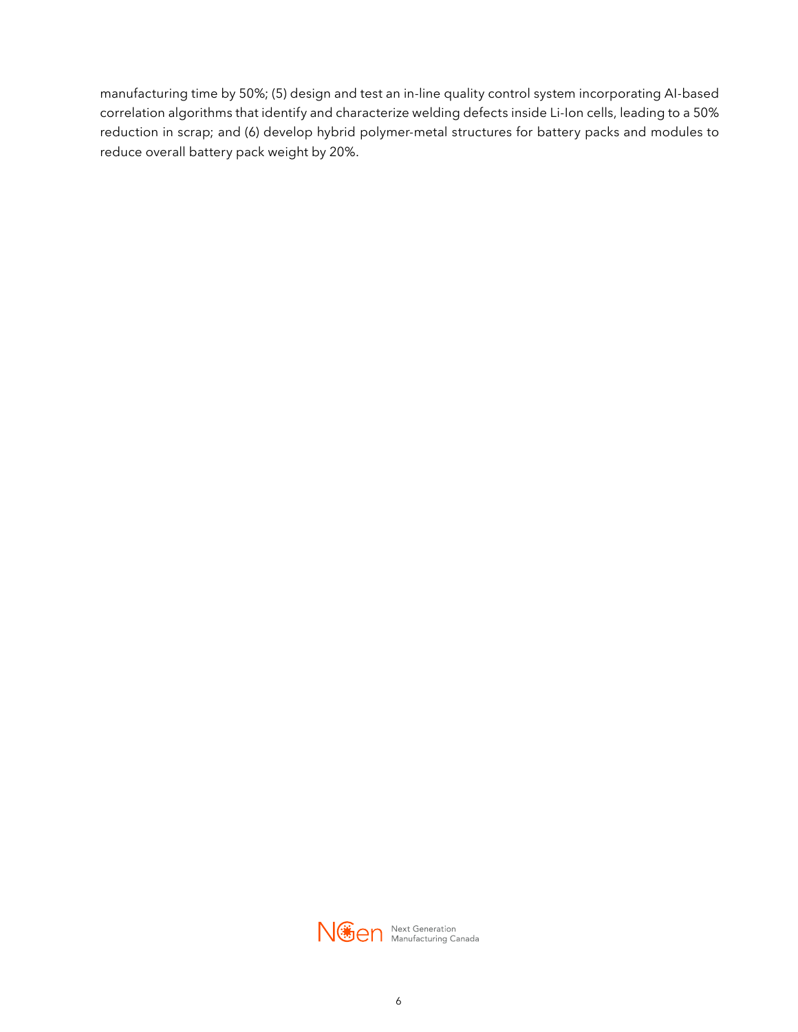manufacturing time by 50%; (5) design and test an in-line quality control system incorporating AI-based correlation algorithms that identify and characterize welding defects inside Li-Ion cells, leading to a 50% reduction in scrap; and (6) develop hybrid polymer-metal structures for battery packs and modules to reduce overall battery pack weight by 20%.